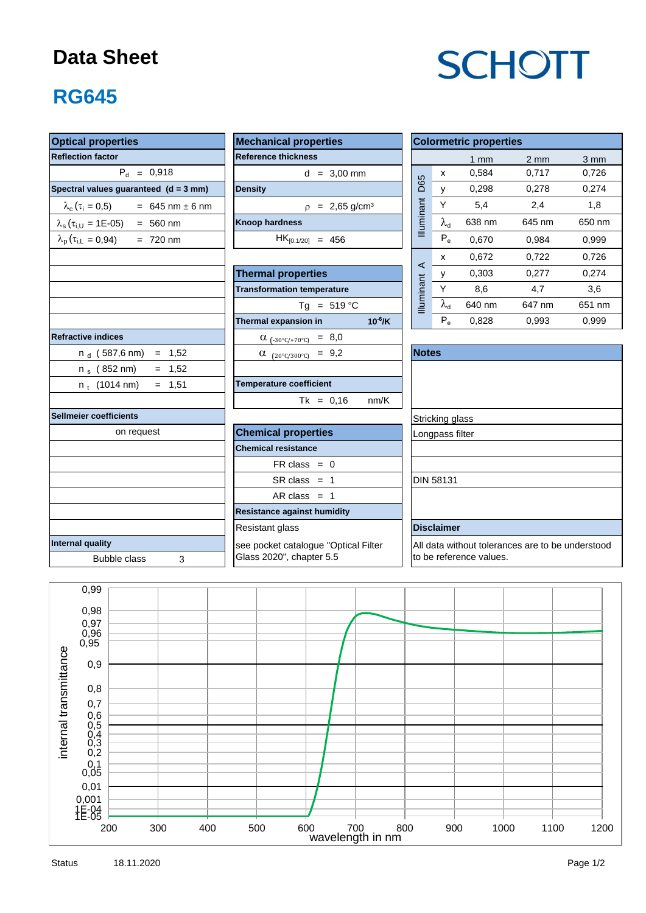# Data Sheet

SCHOTT

## RG645

### Optical properties

| Optical properties | |
|---|---|
| **Reflection factor** | |
| $P_d$ = 0,918 | |
| **Spectral values guaranteed (d = 3 mm)** | |
| $\lambda_c$ ($\tau_i$ = 0,5) | = 645 nm ± 6 nm |
| $\lambda_s$ ($\tau_{i,U}$ = 1E-05) | = 560 nm |
| $\lambda_p$ ($\tau_{i,L}$ = 0,94) | = 720 nm |
| **Refractive indices** | |
| $n_d$ (587,6 nm) | = 1,52 |
| $n_s$ (852 nm) | = 1,52 |
| $n_t$ (1014 nm) | = 1,51 |
| **Sellmeier coefficients** | |
| on request | |
| **Internal quality** | |
| Bubble class | 3 |

### Mechanical properties

| Mechanical properties |
|---|
| **Reference thickness** |
| d = 3,00 mm |
| **Density** |
| $\rho$ = 2,65 g/cm³ |
| **Knoop hardness** |
| $HK_{[0.1/20]}$ = 456 |

### Thermal properties

| Thermal properties | |
|---|---|
| **Transformation temperature** | |
| Tg = 519 °C | |
| **Thermal expansion in** | $10^{-6}$/K |
| $\alpha_{(-30°C/+70°C)}$ = 8,0 | |
| $\alpha_{(20°C/300°C)}$ = 9,2 | |
| **Temperature coefficient** | |
| Tk = 0,16 | nm/K |

### Chemical properties

| Chemical properties |
|---|
| **Chemical resistance** |
| FR class = 0 |
| SR class = 1 |
| AR class = 1 |
| **Resistance against humidity** |
| Resistant glass |
| see pocket catalogue "Optical Filter Glass 2020", chapter 5.5 |

### Colormetric properties

| | | 1 mm | 2 mm | 3 mm |
|---|---|---|---|---|
| Illuminant D65 | x | 0,584 | 0,717 | 0,726 |
| | y | 0,298 | 0,278 | 0,274 |
| | Y | 5,4 | 2,4 | 1,8 |
| | $\lambda_d$ | 638 nm | 645 nm | 650 nm |
| | $P_e$ | 0,670 | 0,984 | 0,999 |
| Illuminant A | x | 0,672 | 0,722 | 0,726 |
| | y | 0,303 | 0,277 | 0,274 |
| | Y | 8,6 | 4,7 | 3,6 |
| | $\lambda_d$ | 640 nm | 647 nm | 651 nm |
| | $P_e$ | 0,828 | 0,993 | 0,999 |

### Notes

Stricking glass

Longpass filter

DIN 58131

### Disclaimer

All data without tolerances are to be understood to be reference values.

Chart: internal transmittance vs. wavelength in nm (200–1200 nm); y-axis: 1E-05, 1E-04, 0,001, 0,01, 0,05, 0,1, 0,2, 0,3, 0,4, 0,5, 0,6, 0,7, 0,8, 0,9, 0,95, 0,96, 0,97, 0,98, 0,99

Status 18.11.2020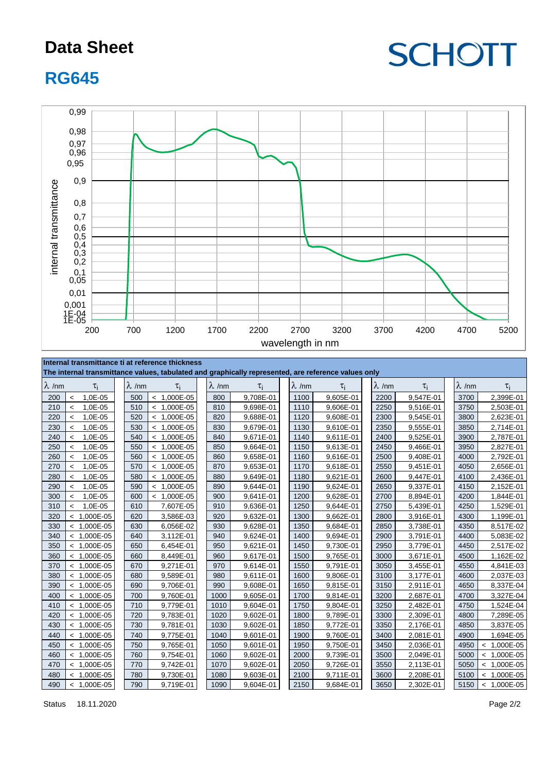# Data Sheet

SCHOTT

## RG645

0,99
0,98
0,97
0,96
0,95
0,9
0,8
0,7
0,6
0,5
0,4
0,3
0,2
0,1
0,05
0,01
0,001
1E-04
1E-05

internal transmittance

200 700 1200 1700 2200 2700 3200 3700 4200 4700 5200

wavelength in nm

**Internal transmittance ti at reference thickness**

**The internal transmittance values, tabulated and graphically represented, are reference values only**

| λ /nm | $\tau_i$ | λ /nm | $\tau_i$ | λ /nm | $\tau_i$ | λ /nm | $\tau_i$ | λ /nm | $\tau_i$ | λ /nm | $\tau_i$ |
|---|---|---|---|---|---|---|---|---|---|---|---|
| 200 | < 1,0E-05 | 500 | < 1,000E-05 | 800 | 9,708E-01 | 1100 | 9,605E-01 | 2200 | 9,547E-01 | 3700 | 2,399E-01 |
| 210 | < 1,0E-05 | 510 | < 1,000E-05 | 810 | 9,698E-01 | 1110 | 9,606E-01 | 2250 | 9,516E-01 | 3750 | 2,503E-01 |
| 220 | < 1,0E-05 | 520 | < 1,000E-05 | 820 | 9,688E-01 | 1120 | 9,608E-01 | 2300 | 9,545E-01 | 3800 | 2,623E-01 |
| 230 | < 1,0E-05 | 530 | < 1,000E-05 | 830 | 9,679E-01 | 1130 | 9,610E-01 | 2350 | 9,555E-01 | 3850 | 2,714E-01 |
| 240 | < 1,0E-05 | 540 | < 1,000E-05 | 840 | 9,671E-01 | 1140 | 9,611E-01 | 2400 | 9,525E-01 | 3900 | 2,787E-01 |
| 250 | < 1,0E-05 | 550 | < 1,000E-05 | 850 | 9,664E-01 | 1150 | 9,613E-01 | 2450 | 9,466E-01 | 3950 | 2,827E-01 |
| 260 | < 1,0E-05 | 560 | < 1,000E-05 | 860 | 9,658E-01 | 1160 | 9,616E-01 | 2500 | 9,408E-01 | 4000 | 2,792E-01 |
| 270 | < 1,0E-05 | 570 | < 1,000E-05 | 870 | 9,653E-01 | 1170 | 9,618E-01 | 2550 | 9,451E-01 | 4050 | 2,656E-01 |
| 280 | < 1,0E-05 | 580 | < 1,000E-05 | 880 | 9,649E-01 | 1180 | 9,621E-01 | 2600 | 9,447E-01 | 4100 | 2,436E-01 |
| 290 | < 1,0E-05 | 590 | < 1,000E-05 | 890 | 9,644E-01 | 1190 | 9,624E-01 | 2650 | 9,337E-01 | 4150 | 2,152E-01 |
| 300 | < 1,0E-05 | 600 | < 1,000E-05 | 900 | 9,641E-01 | 1200 | 9,628E-01 | 2700 | 8,894E-01 | 4200 | 1,844E-01 |
| 310 | < 1,0E-05 | 610 | 7,607E-05 | 910 | 9,636E-01 | 1250 | 9,644E-01 | 2750 | 5,439E-01 | 4250 | 1,529E-01 |
| 320 | < 1,000E-05 | 620 | 3,586E-03 | 920 | 9,632E-01 | 1300 | 9,662E-01 | 2800 | 3,916E-01 | 4300 | 1,199E-01 |
| 330 | < 1,000E-05 | 630 | 6,056E-02 | 930 | 9,628E-01 | 1350 | 9,684E-01 | 2850 | 3,738E-01 | 4350 | 8,517E-02 |
| 340 | < 1,000E-05 | 640 | 3,112E-01 | 940 | 9,624E-01 | 1400 | 9,694E-01 | 2900 | 3,791E-01 | 4400 | 5,083E-02 |
| 350 | < 1,000E-05 | 650 | 6,454E-01 | 950 | 9,621E-01 | 1450 | 9,730E-01 | 2950 | 3,779E-01 | 4450 | 2,517E-02 |
| 360 | < 1,000E-05 | 660 | 8,449E-01 | 960 | 9,617E-01 | 1500 | 9,765E-01 | 3000 | 3,671E-01 | 4500 | 1,162E-02 |
| 370 | < 1,000E-05 | 670 | 9,271E-01 | 970 | 9,614E-01 | 1550 | 9,791E-01 | 3050 | 3,455E-01 | 4550 | 4,841E-03 |
| 380 | < 1,000E-05 | 680 | 9,589E-01 | 980 | 9,611E-01 | 1600 | 9,806E-01 | 3100 | 3,177E-01 | 4600 | 2,037E-03 |
| 390 | < 1,000E-05 | 690 | 9,706E-01 | 990 | 9,608E-01 | 1650 | 9,815E-01 | 3150 | 2,911E-01 | 4650 | 8,337E-04 |
| 400 | < 1,000E-05 | 700 | 9,760E-01 | 1000 | 9,605E-01 | 1700 | 9,814E-01 | 3200 | 2,687E-01 | 4700 | 3,327E-04 |
| 410 | < 1,000E-05 | 710 | 9,779E-01 | 1010 | 9,604E-01 | 1750 | 9,804E-01 | 3250 | 2,482E-01 | 4750 | 1,524E-04 |
| 420 | < 1,000E-05 | 720 | 9,783E-01 | 1020 | 9,602E-01 | 1800 | 9,789E-01 | 3300 | 2,309E-01 | 4800 | 7,289E-05 |
| 430 | < 1,000E-05 | 730 | 9,781E-01 | 1030 | 9,602E-01 | 1850 | 9,772E-01 | 3350 | 2,176E-01 | 4850 | 3,837E-05 |
| 440 | < 1,000E-05 | 740 | 9,775E-01 | 1040 | 9,601E-01 | 1900 | 9,760E-01 | 3400 | 2,081E-01 | 4900 | 1,694E-05 |
| 450 | < 1,000E-05 | 750 | 9,765E-01 | 1050 | 9,601E-01 | 1950 | 9,750E-01 | 3450 | 2,036E-01 | 4950 | < 1,000E-05 |
| 460 | < 1,000E-05 | 760 | 9,754E-01 | 1060 | 9,602E-01 | 2000 | 9,739E-01 | 3500 | 2,049E-01 | 5000 | < 1,000E-05 |
| 470 | < 1,000E-05 | 770 | 9,742E-01 | 1070 | 9,602E-01 | 2050 | 9,726E-01 | 3550 | 2,113E-01 | 5050 | < 1,000E-05 |
| 480 | < 1,000E-05 | 780 | 9,730E-01 | 1080 | 9,603E-01 | 2100 | 9,711E-01 | 3600 | 2,208E-01 | 5100 | < 1,000E-05 |
| 490 | < 1,000E-05 | 790 | 9,719E-01 | 1090 | 9,604E-01 | 2150 | 9,684E-01 | 3650 | 2,302E-01 | 5150 | < 1,000E-05 |

Status 18.11.2020